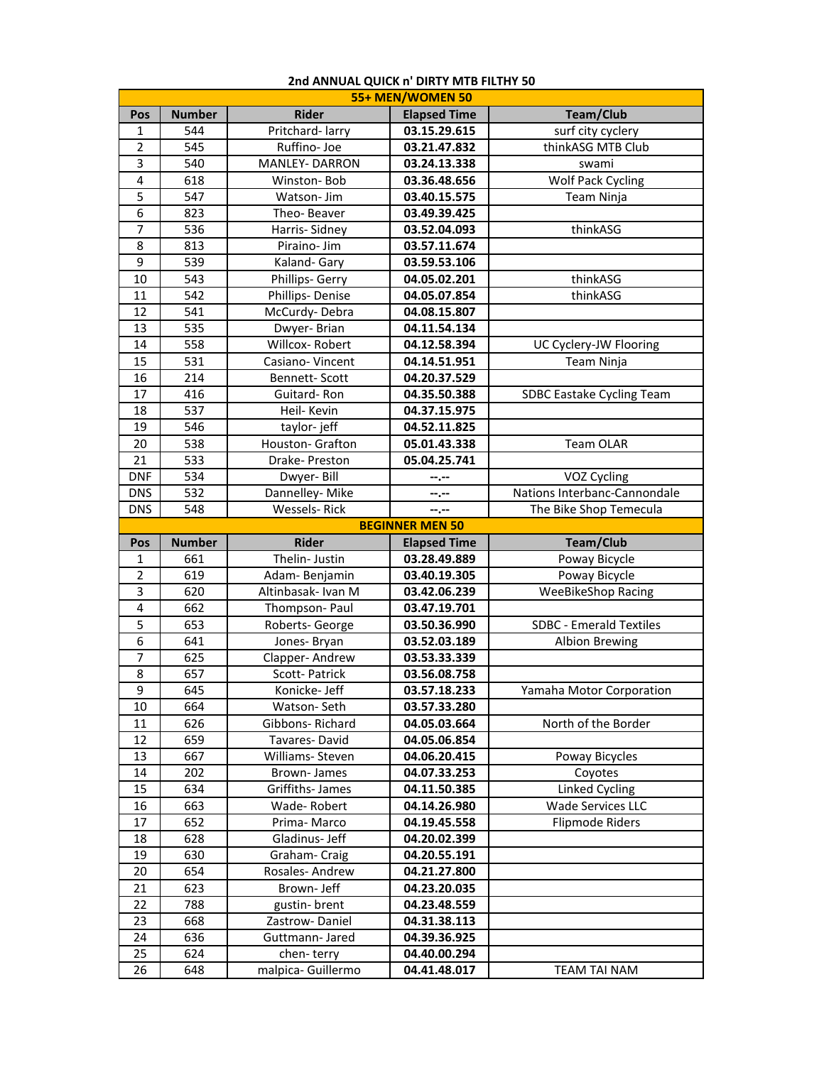# 2nd ANNUAL QUICK n' DIRTY MTB FILTHY 50

| 55+ MEN/WOMEN 50 | | | | |
|---|---|---|---|---|
| **Pos** | **Number** | **Rider** | **Elapsed Time** | **Team/Club** |
| 1 | 544 | Pritchard- larry | **03.15.29.615** | surf city cyclery |
| 2 | 545 | Ruffino- Joe | **03.21.47.832** | thinkASG MTB Club |
| 3 | 540 | MANLEY- DARRON | **03.24.13.338** | swami |
| 4 | 618 | Winston- Bob | **03.36.48.656** | Wolf Pack Cycling |
| 5 | 547 | Watson- Jim | **03.40.15.575** | Team Ninja |
| 6 | 823 | Theo- Beaver | **03.49.39.425** | |
| 7 | 536 | Harris- Sidney | **03.52.04.093** | thinkASG |
| 8 | 813 | Piraino- Jim | **03.57.11.674** | |
| 9 | 539 | Kaland- Gary | **03.59.53.106** | |
| 10 | 543 | Phillips- Gerry | **04.05.02.201** | thinkASG |
| 11 | 542 | Phillips- Denise | **04.05.07.854** | thinkASG |
| 12 | 541 | McCurdy- Debra | **04.08.15.807** | |
| 13 | 535 | Dwyer- Brian | **04.11.54.134** | |
| 14 | 558 | Willcox- Robert | **04.12.58.394** | UC Cyclery-JW Flooring |
| 15 | 531 | Casiano- Vincent | **04.14.51.951** | Team Ninja |
| 16 | 214 | Bennett- Scott | **04.20.37.529** | |
| 17 | 416 | Guitard- Ron | **04.35.50.388** | SDBC Eastake Cycling Team |
| 18 | 537 | Heil- Kevin | **04.37.15.975** | |
| 19 | 546 | taylor- jeff | **04.52.11.825** | |
| 20 | 538 | Houston- Grafton | **05.01.43.338** | Team OLAR |
| 21 | 533 | Drake- Preston | **05.04.25.741** | |
| DNF | 534 | Dwyer- Bill | **--.--** | VOZ Cycling |
| DNS | 532 | Dannelley- Mike | **--.--** | Nations Interbanc-Cannondale |
| DNS | 548 | Wessels- Rick | **--.--** | The Bike Shop Temecula |

| BEGINNER MEN 50 | | | | |
|---|---|---|---|---|
| **Pos** | **Number** | **Rider** | **Elapsed Time** | **Team/Club** |
| 1 | 661 | Thelin- Justin | **03.28.49.889** | Poway Bicycle |
| 2 | 619 | Adam- Benjamin | **03.40.19.305** | Poway Bicycle |
| 3 | 620 | Altinbasak- Ivan M | **03.42.06.239** | WeeBikeShop Racing |
| 4 | 662 | Thompson- Paul | **03.47.19.701** | |
| 5 | 653 | Roberts- George | **03.50.36.990** | SDBC - Emerald Textiles |
| 6 | 641 | Jones- Bryan | **03.52.03.189** | Albion Brewing |
| 7 | 625 | Clapper- Andrew | **03.53.33.339** | |
| 8 | 657 | Scott- Patrick | **03.56.08.758** | |
| 9 | 645 | Konicke- Jeff | **03.57.18.233** | Yamaha Motor Corporation |
| 10 | 664 | Watson- Seth | **03.57.33.280** | |
| 11 | 626 | Gibbons- Richard | **04.05.03.664** | North of the Border |
| 12 | 659 | Tavares- David | **04.05.06.854** | |
| 13 | 667 | Williams- Steven | **04.06.20.415** | Poway Bicycles |
| 14 | 202 | Brown- James | **04.07.33.253** | Coyotes |
| 15 | 634 | Griffiths- James | **04.11.50.385** | Linked Cycling |
| 16 | 663 | Wade- Robert | **04.14.26.980** | Wade Services LLC |
| 17 | 652 | Prima- Marco | **04.19.45.558** | Flipmode Riders |
| 18 | 628 | Gladinus- Jeff | **04.20.02.399** | |
| 19 | 630 | Graham- Craig | **04.20.55.191** | |
| 20 | 654 | Rosales- Andrew | **04.21.27.800** | |
| 21 | 623 | Brown- Jeff | **04.23.20.035** | |
| 22 | 788 | gustin- brent | **04.23.48.559** | |
| 23 | 668 | Zastrow- Daniel | **04.31.38.113** | |
| 24 | 636 | Guttmann- Jared | **04.39.36.925** | |
| 25 | 624 | chen- terry | **04.40.00.294** | |
| 26 | 648 | malpica- Guillermo | **04.41.48.017** | TEAM TAI NAM |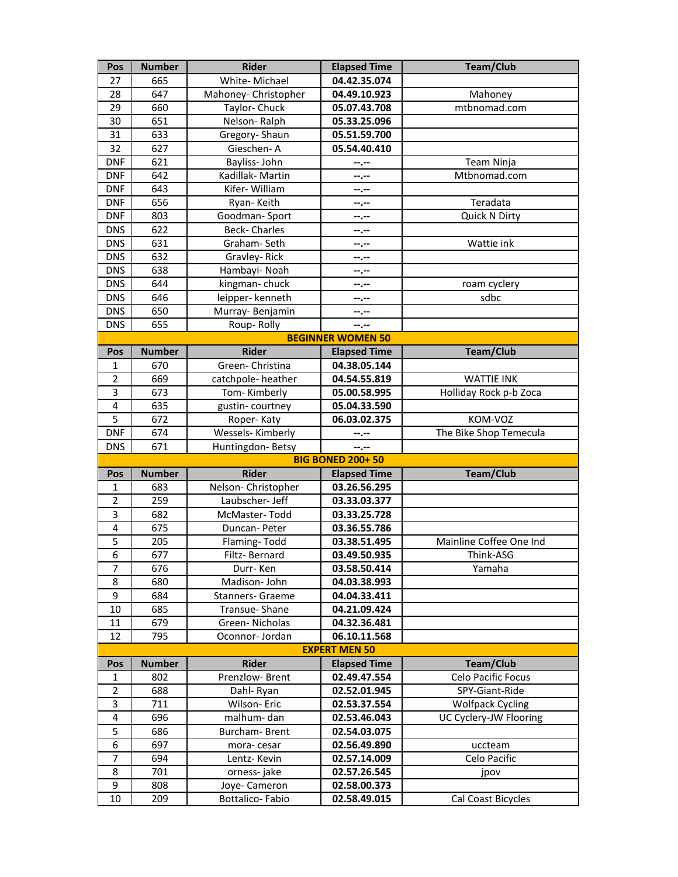| Pos | Number | Rider | Elapsed Time | Team/Club |
|---|---|---|---|---|
| 27 | 665 | White- Michael | 04.42.35.074 | |
| 28 | 647 | Mahoney- Christopher | 04.49.10.923 | Mahoney |
| 29 | 660 | Taylor- Chuck | 05.07.43.708 | mtbnomad.com |
| 30 | 651 | Nelson- Ralph | 05.33.25.096 | |
| 31 | 633 | Gregory- Shaun | 05.51.59.700 | |
| 32 | 627 | Gieschen- A | 05.54.40.410 | |
| DNF | 621 | Bayliss- John | --.-- | Team Ninja |
| DNF | 642 | Kadillak- Martin | --.-- | Mtbnomad.com |
| DNF | 643 | Kifer- William | --.-- | |
| DNF | 656 | Ryan- Keith | --.-- | Teradata |
| DNF | 803 | Goodman- Sport | --.-- | Quick N Dirty |
| DNS | 622 | Beck- Charles | --.-- | |
| DNS | 631 | Graham- Seth | --.-- | Wattie ink |
| DNS | 632 | Gravley- Rick | --.-- | |
| DNS | 638 | Hambayi- Noah | --.-- | |
| DNS | 644 | kingman- chuck | --.-- | roam cyclery |
| DNS | 646 | leipper- kenneth | --.-- | sdbc |
| DNS | 650 | Murray- Benjamin | --.-- | |
| DNS | 655 | Roup- Rolly | --.-- | |
| **BEGINNER WOMEN 50** | | | | |
| Pos | Number | Rider | Elapsed Time | Team/Club |
| 1 | 670 | Green- Christina | 04.38.05.144 | |
| 2 | 669 | catchpole- heather | 04.54.55.819 | WATTIE INK |
| 3 | 673 | Tom- Kimberly | 05.00.58.995 | Holliday Rock p-b Zoca |
| 4 | 635 | gustin- courtney | 05.04.33.590 | |
| 5 | 672 | Roper- Katy | 06.03.02.375 | KOM-VOZ |
| DNF | 674 | Wessels- Kimberly | --.-- | The Bike Shop Temecula |
| DNS | 671 | Huntingdon- Betsy | --.-- | |
| **BIG BONED 200+ 50** | | | | |
| Pos | Number | Rider | Elapsed Time | Team/Club |
| 1 | 683 | Nelson- Christopher | 03.26.56.295 | |
| 2 | 259 | Laubscher- Jeff | 03.33.03.377 | |
| 3 | 682 | McMaster- Todd | 03.33.25.728 | |
| 4 | 675 | Duncan- Peter | 03.36.55.786 | |
| 5 | 205 | Flaming- Todd | 03.38.51.495 | Mainline Coffee One Ind |
| 6 | 677 | Filtz- Bernard | 03.49.50.935 | Think-ASG |
| 7 | 676 | Durr- Ken | 03.58.50.414 | Yamaha |
| 8 | 680 | Madison- John | 04.03.38.993 | |
| 9 | 684 | Stanners- Graeme | 04.04.33.411 | |
| 10 | 685 | Transue- Shane | 04.21.09.424 | |
| 11 | 679 | Green- Nicholas | 04.32.36.481 | |
| 12 | 795 | Oconnor- Jordan | 06.10.11.568 | |
| **EXPERT MEN 50** | | | | |
| Pos | Number | Rider | Elapsed Time | Team/Club |
| 1 | 802 | Prenzlow- Brent | 02.49.47.554 | Celo Pacific Focus |
| 2 | 688 | Dahl- Ryan | 02.52.01.945 | SPY-Giant-Ride |
| 3 | 711 | Wilson- Eric | 02.53.37.554 | Wolfpack Cycling |
| 4 | 696 | malhum- dan | 02.53.46.043 | UC Cyclery-JW Flooring |
| 5 | 686 | Burcham- Brent | 02.54.03.075 | |
| 6 | 697 | mora- cesar | 02.56.49.890 | uccteam |
| 7 | 694 | Lentz- Kevin | 02.57.14.009 | Celo Pacific |
| 8 | 701 | orness- jake | 02.57.26.545 | jpov |
| 9 | 808 | Joye- Cameron | 02.58.00.373 | |
| 10 | 209 | Bottalico- Fabio | 02.58.49.015 | Cal Coast Bicycles |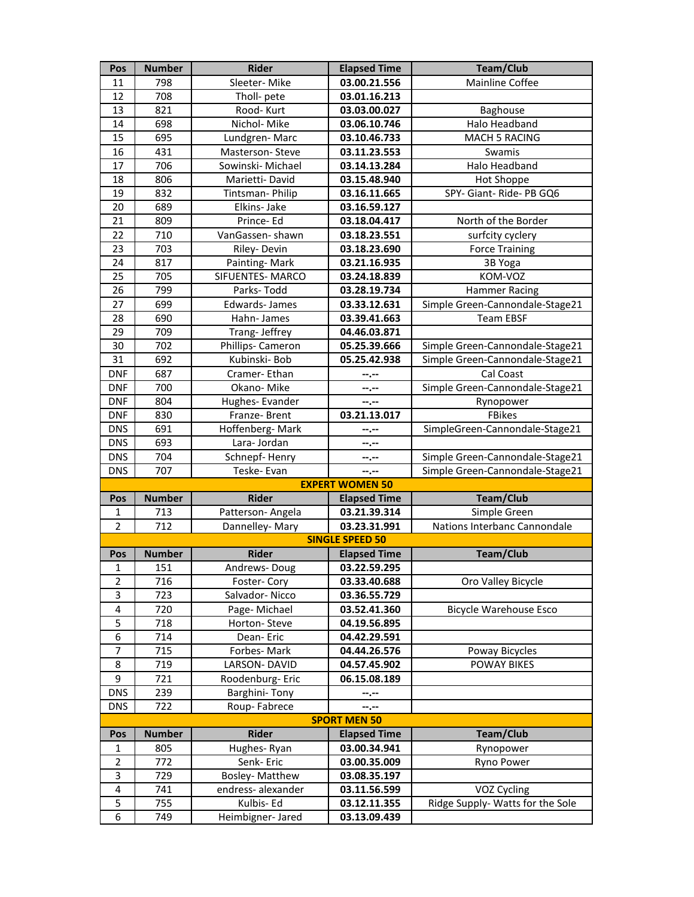| Pos | Number | Rider | Elapsed Time | Team/Club |
|---|---|---|---|---|
| 11 | 798 | Sleeter- Mike | **03.00.21.556** | Mainline Coffee |
| 12 | 708 | Tholl- pete | **03.01.16.213** | |
| 13 | 821 | Rood- Kurt | **03.03.00.027** | Baghouse |
| 14 | 698 | Nichol- Mike | **03.06.10.746** | Halo Headband |
| 15 | 695 | Lundgren- Marc | **03.10.46.733** | MACH 5 RACING |
| 16 | 431 | Masterson- Steve | **03.11.23.553** | Swamis |
| 17 | 706 | Sowinski- Michael | **03.14.13.284** | Halo Headband |
| 18 | 806 | Marietti- David | **03.15.48.940** | Hot Shoppe |
| 19 | 832 | Tintsman- Philip | **03.16.11.665** | SPY- Giant- Ride- PB GQ6 |
| 20 | 689 | Elkins- Jake | **03.16.59.127** | |
| 21 | 809 | Prince- Ed | **03.18.04.417** | North of the Border |
| 22 | 710 | VanGassen- shawn | **03.18.23.551** | surfcity cyclery |
| 23 | 703 | Riley- Devin | **03.18.23.690** | Force Training |
| 24 | 817 | Painting- Mark | **03.21.16.935** | 3B Yoga |
| 25 | 705 | SIFUENTES- MARCO | **03.24.18.839** | KOM-VOZ |
| 26 | 799 | Parks- Todd | **03.28.19.734** | Hammer Racing |
| 27 | 699 | Edwards- James | **03.33.12.631** | Simple Green-Cannondale-Stage21 |
| 28 | 690 | Hahn- James | **03.39.41.663** | Team EBSF |
| 29 | 709 | Trang- Jeffrey | **04.46.03.871** | |
| 30 | 702 | Phillips- Cameron | **05.25.39.666** | Simple Green-Cannondale-Stage21 |
| 31 | 692 | Kubinski- Bob | **05.25.42.938** | Simple Green-Cannondale-Stage21 |
| DNF | 687 | Cramer- Ethan | **--.--** | Cal Coast |
| DNF | 700 | Okano- Mike | **--.--** | Simple Green-Cannondale-Stage21 |
| DNF | 804 | Hughes- Evander | **--.--** | Rynopower |
| DNF | 830 | Franze- Brent | **03.21.13.017** | FBikes |
| DNS | 691 | Hoffenberg- Mark | **--.--** | SimpleGreen-Cannondale-Stage21 |
| DNS | 693 | Lara- Jordan | **--.--** | |
| DNS | 704 | Schnepf- Henry | **--.--** | Simple Green-Cannondale-Stage21 |
| DNS | 707 | Teske- Evan | **--.--** | Simple Green-Cannondale-Stage21 |

**EXPERT WOMEN 50**

| Pos | Number | Rider | Elapsed Time | Team/Club |
|---|---|---|---|---|
| 1 | 713 | Patterson- Angela | **03.21.39.314** | Simple Green |
| 2 | 712 | Dannelley- Mary | **03.23.31.991** | Nations Interbanc Cannondale |

**SINGLE SPEED 50**

| Pos | Number | Rider | Elapsed Time | Team/Club |
|---|---|---|---|---|
| 1 | 151 | Andrews- Doug | **03.22.59.295** | |
| 2 | 716 | Foster- Cory | **03.33.40.688** | Oro Valley Bicycle |
| 3 | 723 | Salvador- Nicco | **03.36.55.729** | |
| 4 | 720 | Page- Michael | **03.52.41.360** | Bicycle Warehouse Esco |
| 5 | 718 | Horton- Steve | **04.19.56.895** | |
| 6 | 714 | Dean- Eric | **04.42.29.591** | |
| 7 | 715 | Forbes- Mark | **04.44.26.576** | Poway Bicycles |
| 8 | 719 | LARSON- DAVID | **04.57.45.902** | POWAY BIKES |
| 9 | 721 | Roodenburg- Eric | **06.15.08.189** | |
| DNS | 239 | Barghini- Tony | **--.--** | |
| DNS | 722 | Roup- Fabrece | **--.--** | |

**SPORT MEN 50**

| Pos | Number | Rider | Elapsed Time | Team/Club |
|---|---|---|---|---|
| 1 | 805 | Hughes- Ryan | **03.00.34.941** | Rynopower |
| 2 | 772 | Senk- Eric | **03.00.35.009** | Ryno Power |
| 3 | 729 | Bosley- Matthew | **03.08.35.197** | |
| 4 | 741 | endress- alexander | **03.11.56.599** | VOZ Cycling |
| 5 | 755 | Kulbis- Ed | **03.12.11.355** | Ridge Supply- Watts for the Sole |
| 6 | 749 | Heimbigner- Jared | **03.13.09.439** | |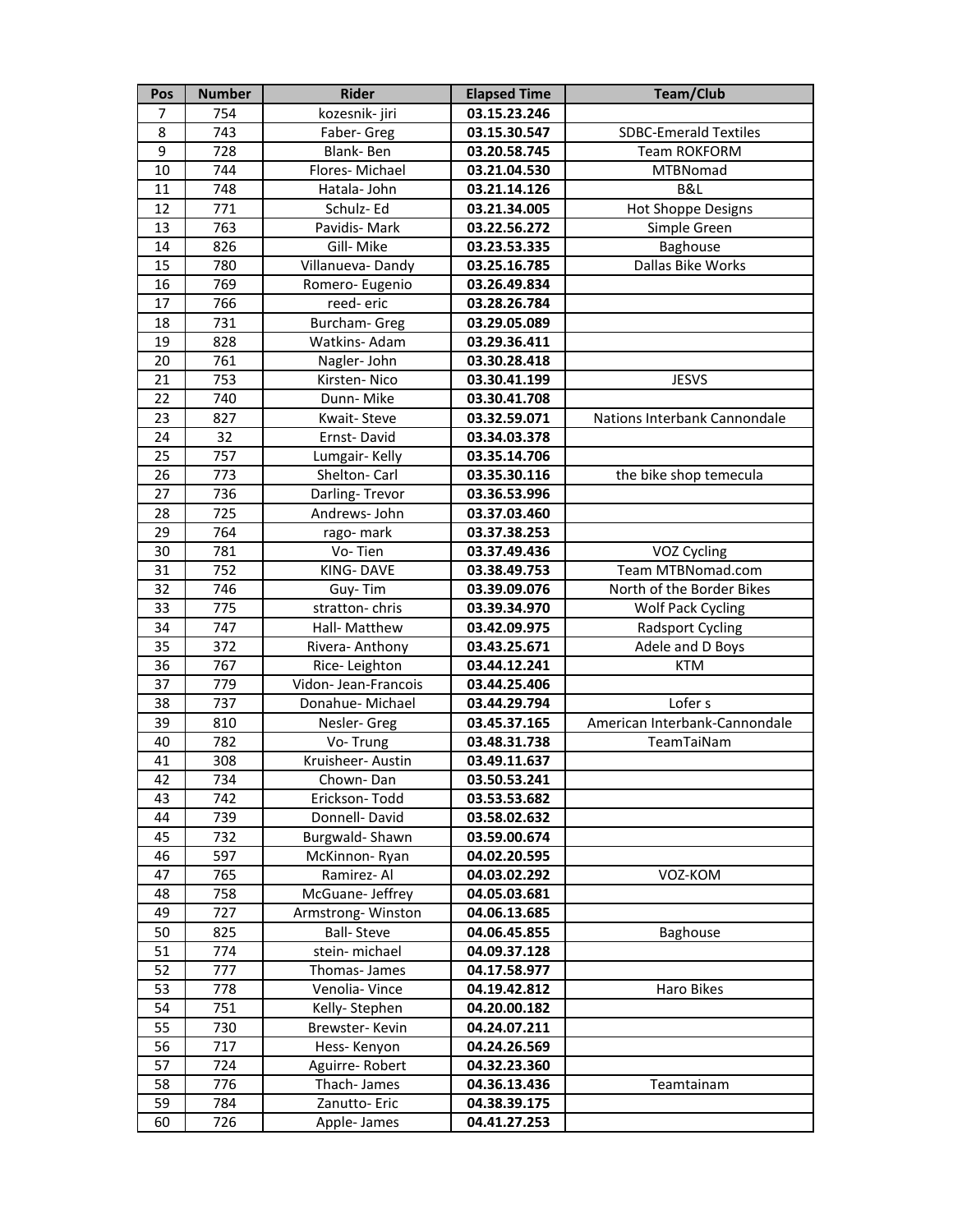| Pos | Number | Rider | Elapsed Time | Team/Club |
| --- | --- | --- | --- | --- |
| 7 | 754 | kozesnik- jiri | **03.15.23.246** | |
| 8 | 743 | Faber- Greg | **03.15.30.547** | SDBC-Emerald Textiles |
| 9 | 728 | Blank- Ben | **03.20.58.745** | Team ROKFORM |
| 10 | 744 | Flores- Michael | **03.21.04.530** | MTBNomad |
| 11 | 748 | Hatala- John | **03.21.14.126** | B&L |
| 12 | 771 | Schulz- Ed | **03.21.34.005** | Hot Shoppe Designs |
| 13 | 763 | Pavidis- Mark | **03.22.56.272** | Simple Green |
| 14 | 826 | Gill- Mike | **03.23.53.335** | Baghouse |
| 15 | 780 | Villanueva- Dandy | **03.25.16.785** | Dallas Bike Works |
| 16 | 769 | Romero- Eugenio | **03.26.49.834** | |
| 17 | 766 | reed- eric | **03.28.26.784** | |
| 18 | 731 | Burcham- Greg | **03.29.05.089** | |
| 19 | 828 | Watkins- Adam | **03.29.36.411** | |
| 20 | 761 | Nagler- John | **03.30.28.418** | |
| 21 | 753 | Kirsten- Nico | **03.30.41.199** | JESVS |
| 22 | 740 | Dunn- Mike | **03.30.41.708** | |
| 23 | 827 | Kwait- Steve | **03.32.59.071** | Nations Interbank Cannondale |
| 24 | 32 | Ernst- David | **03.34.03.378** | |
| 25 | 757 | Lumgair- Kelly | **03.35.14.706** | |
| 26 | 773 | Shelton- Carl | **03.35.30.116** | the bike shop temecula |
| 27 | 736 | Darling- Trevor | **03.36.53.996** | |
| 28 | 725 | Andrews- John | **03.37.03.460** | |
| 29 | 764 | rago- mark | **03.37.38.253** | |
| 30 | 781 | Vo- Tien | **03.37.49.436** | VOZ Cycling |
| 31 | 752 | KING- DAVE | **03.38.49.753** | Team MTBNomad.com |
| 32 | 746 | Guy- Tim | **03.39.09.076** | North of the Border Bikes |
| 33 | 775 | stratton- chris | **03.39.34.970** | Wolf Pack Cycling |
| 34 | 747 | Hall- Matthew | **03.42.09.975** | Radsport Cycling |
| 35 | 372 | Rivera- Anthony | **03.43.25.671** | Adele and D Boys |
| 36 | 767 | Rice- Leighton | **03.44.12.241** | KTM |
| 37 | 779 | Vidon- Jean-Francois | **03.44.25.406** | |
| 38 | 737 | Donahue- Michael | **03.44.29.794** | Lofer s |
| 39 | 810 | Nesler- Greg | **03.45.37.165** | American Interbank-Cannondale |
| 40 | 782 | Vo- Trung | **03.48.31.738** | TeamTaiNam |
| 41 | 308 | Kruisheer- Austin | **03.49.11.637** | |
| 42 | 734 | Chown- Dan | **03.50.53.241** | |
| 43 | 742 | Erickson- Todd | **03.53.53.682** | |
| 44 | 739 | Donnell- David | **03.58.02.632** | |
| 45 | 732 | Burgwald- Shawn | **03.59.00.674** | |
| 46 | 597 | McKinnon- Ryan | **04.02.20.595** | |
| 47 | 765 | Ramirez- Al | **04.03.02.292** | VOZ-KOM |
| 48 | 758 | McGuane- Jeffrey | **04.05.03.681** | |
| 49 | 727 | Armstrong- Winston | **04.06.13.685** | |
| 50 | 825 | Ball- Steve | **04.06.45.855** | Baghouse |
| 51 | 774 | stein- michael | **04.09.37.128** | |
| 52 | 777 | Thomas- James | **04.17.58.977** | |
| 53 | 778 | Venolia- Vince | **04.19.42.812** | Haro Bikes |
| 54 | 751 | Kelly- Stephen | **04.20.00.182** | |
| 55 | 730 | Brewster- Kevin | **04.24.07.211** | |
| 56 | 717 | Hess- Kenyon | **04.24.26.569** | |
| 57 | 724 | Aguirre- Robert | **04.32.23.360** | |
| 58 | 776 | Thach- James | **04.36.13.436** | Teamtainam |
| 59 | 784 | Zanutto- Eric | **04.38.39.175** | |
| 60 | 726 | Apple- James | **04.41.27.253** | |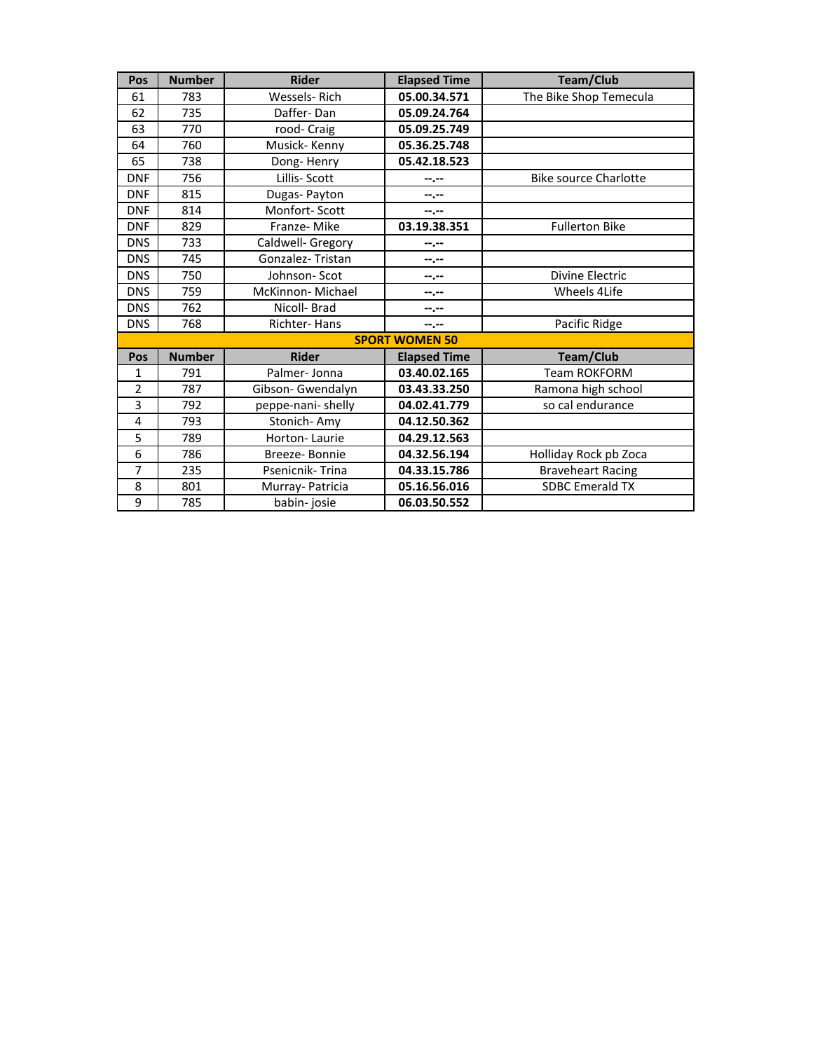| Pos | Number | Rider | Elapsed Time | Team/Club |
|---|---|---|---|---|
| 61 | 783 | Wessels- Rich | **05.00.34.571** | The Bike Shop Temecula |
| 62 | 735 | Daffer- Dan | **05.09.24.764** | |
| 63 | 770 | rood- Craig | **05.09.25.749** | |
| 64 | 760 | Musick- Kenny | **05.36.25.748** | |
| 65 | 738 | Dong- Henry | **05.42.18.523** | |
| DNF | 756 | Lillis- Scott | **--.--** | Bike source Charlotte |
| DNF | 815 | Dugas- Payton | **--.--** | |
| DNF | 814 | Monfort- Scott | **--.--** | |
| DNF | 829 | Franze- Mike | **03.19.38.351** | Fullerton Bike |
| DNS | 733 | Caldwell- Gregory | **--.--** | |
| DNS | 745 | Gonzalez- Tristan | **--.--** | |
| DNS | 750 | Johnson- Scot | **--.--** | Divine Electric |
| DNS | 759 | McKinnon- Michael | **--.--** | Wheels 4Life |
| DNS | 762 | Nicoll- Brad | **--.--** | |
| DNS | 768 | Richter- Hans | **--.--** | Pacific Ridge |

**SPORT WOMEN 50**

| Pos | Number | Rider | Elapsed Time | Team/Club |
|---|---|---|---|---|
| 1 | 791 | Palmer- Jonna | **03.40.02.165** | Team ROKFORM |
| 2 | 787 | Gibson- Gwendalyn | **03.43.33.250** | Ramona high school |
| 3 | 792 | peppe-nani- shelly | **04.02.41.779** | so cal endurance |
| 4 | 793 | Stonich- Amy | **04.12.50.362** | |
| 5 | 789 | Horton- Laurie | **04.29.12.563** | |
| 6 | 786 | Breeze- Bonnie | **04.32.56.194** | Holliday Rock pb Zoca |
| 7 | 235 | Psenicnik- Trina | **04.33.15.786** | Braveheart Racing |
| 8 | 801 | Murray- Patricia | **05.16.56.016** | SDBC Emerald TX |
| 9 | 785 | babin- josie | **06.03.50.552** | |